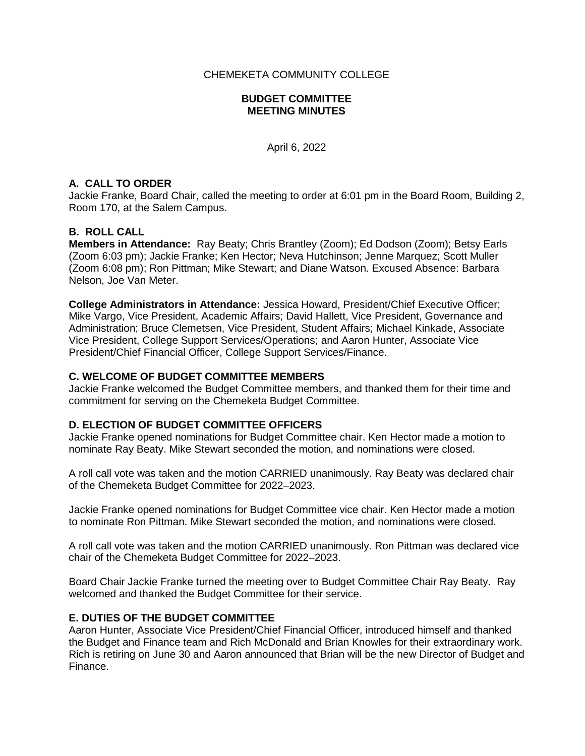CHEMEKETA COMMUNITY COLLEGE

**BUDGET COMMITTEE**
**MEETING MINUTES**

April 6, 2022

## A. CALL TO ORDER

Jackie Franke, Board Chair, called the meeting to order at 6:01 pm in the Board Room, Building 2, Room 170, at the Salem Campus.

## B. ROLL CALL

**Members in Attendance:** Ray Beaty; Chris Brantley (Zoom); Ed Dodson (Zoom); Betsy Earls (Zoom 6:03 pm); Jackie Franke; Ken Hector; Neva Hutchinson; Jenne Marquez; Scott Muller (Zoom 6:08 pm); Ron Pittman; Mike Stewart; and Diane Watson. Excused Absence: Barbara Nelson, Joe Van Meter.

**College Administrators in Attendance:** Jessica Howard, President/Chief Executive Officer; Mike Vargo, Vice President, Academic Affairs; David Hallett, Vice President, Governance and Administration; Bruce Clemetsen, Vice President, Student Affairs; Michael Kinkade, Associate Vice President, College Support Services/Operations; and Aaron Hunter, Associate Vice President/Chief Financial Officer, College Support Services/Finance.

## C. WELCOME OF BUDGET COMMITTEE MEMBERS

Jackie Franke welcomed the Budget Committee members, and thanked them for their time and commitment for serving on the Chemeketa Budget Committee.

## D. ELECTION OF BUDGET COMMITTEE OFFICERS

Jackie Franke opened nominations for Budget Committee chair. Ken Hector made a motion to nominate Ray Beaty. Mike Stewart seconded the motion, and nominations were closed.

A roll call vote was taken and the motion CARRIED unanimously. Ray Beaty was declared chair of the Chemeketa Budget Committee for 2022–2023.

Jackie Franke opened nominations for Budget Committee vice chair. Ken Hector made a motion to nominate Ron Pittman. Mike Stewart seconded the motion, and nominations were closed.

A roll call vote was taken and the motion CARRIED unanimously. Ron Pittman was declared vice chair of the Chemeketa Budget Committee for 2022–2023.

Board Chair Jackie Franke turned the meeting over to Budget Committee Chair Ray Beaty. Ray welcomed and thanked the Budget Committee for their service.

## E. DUTIES OF THE BUDGET COMMITTEE

Aaron Hunter, Associate Vice President/Chief Financial Officer, introduced himself and thanked the Budget and Finance team and Rich McDonald and Brian Knowles for their extraordinary work. Rich is retiring on June 30 and Aaron announced that Brian will be the new Director of Budget and Finance.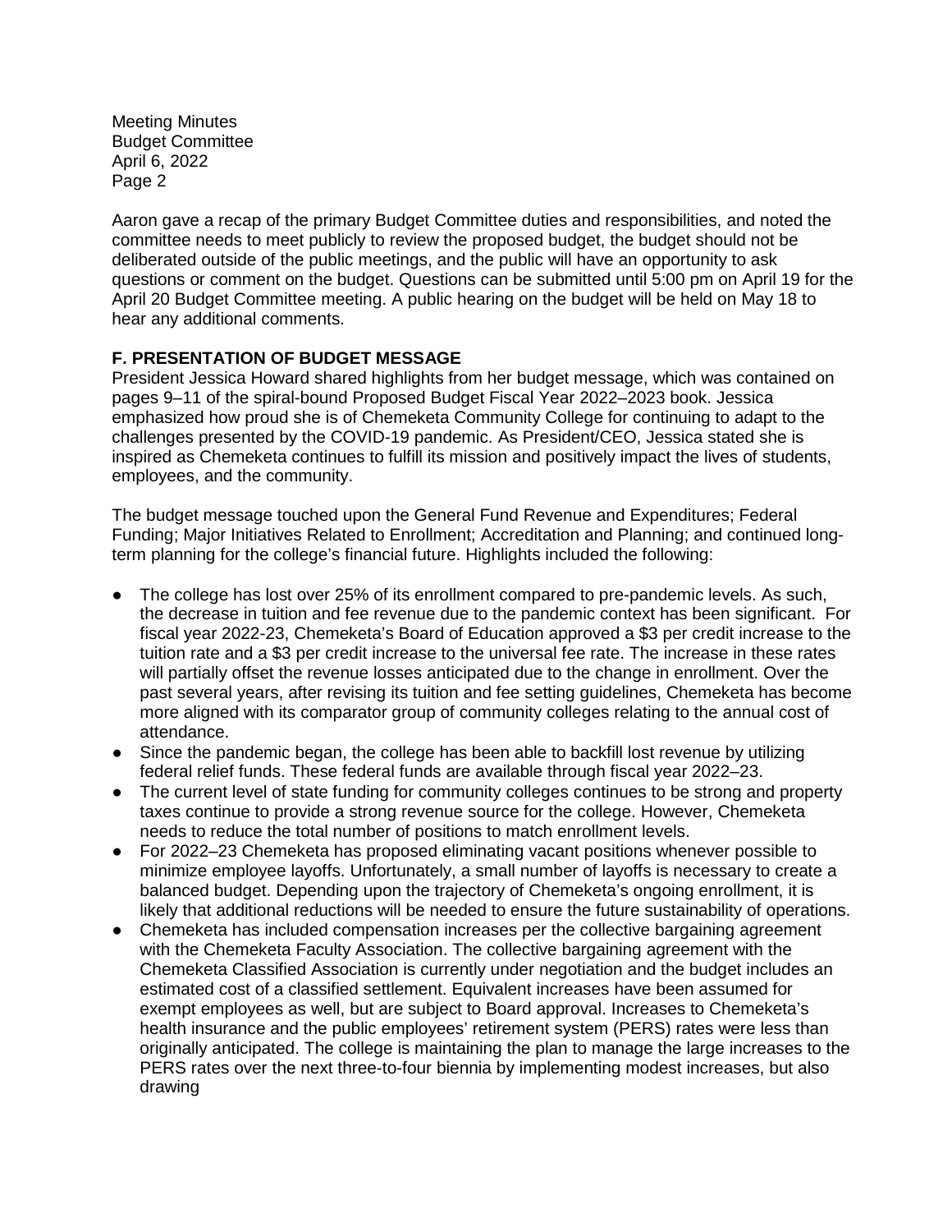Aaron gave a recap of the primary Budget Committee duties and responsibilities, and noted the committee needs to meet publicly to review the proposed budget, the budget should not be deliberated outside of the public meetings, and the public will have an opportunity to ask questions or comment on the budget. Questions can be submitted until 5:00 pm on April 19 for the April 20 Budget Committee meeting. A public hearing on the budget will be held on May 18 to hear any additional comments.

**F. PRESENTATION OF BUDGET MESSAGE**

President Jessica Howard shared highlights from her budget message, which was contained on pages 9–11 of the spiral-bound Proposed Budget Fiscal Year 2022–2023 book. Jessica emphasized how proud she is of Chemeketa Community College for continuing to adapt to the challenges presented by the COVID-19 pandemic. As President/CEO, Jessica stated she is inspired as Chemeketa continues to fulfill its mission and positively impact the lives of students, employees, and the community.

The budget message touched upon the General Fund Revenue and Expenditures; Federal Funding; Major Initiatives Related to Enrollment; Accreditation and Planning; and continued long-term planning for the college's financial future. Highlights included the following:

- The college has lost over 25% of its enrollment compared to pre-pandemic levels. As such, the decrease in tuition and fee revenue due to the pandemic context has been significant. For fiscal year 2022-23, Chemeketa's Board of Education approved a $3 per credit increase to the tuition rate and a $3 per credit increase to the universal fee rate. The increase in these rates will partially offset the revenue losses anticipated due to the change in enrollment. Over the past several years, after revising its tuition and fee setting guidelines, Chemeketa has become more aligned with its comparator group of community colleges relating to the annual cost of attendance.
- Since the pandemic began, the college has been able to backfill lost revenue by utilizing federal relief funds. These federal funds are available through fiscal year 2022–23.
- The current level of state funding for community colleges continues to be strong and property taxes continue to provide a strong revenue source for the college. However, Chemeketa needs to reduce the total number of positions to match enrollment levels.
- For 2022–23 Chemeketa has proposed eliminating vacant positions whenever possible to minimize employee layoffs. Unfortunately, a small number of layoffs is necessary to create a balanced budget. Depending upon the trajectory of Chemeketa's ongoing enrollment, it is likely that additional reductions will be needed to ensure the future sustainability of operations.
- Chemeketa has included compensation increases per the collective bargaining agreement with the Chemeketa Faculty Association. The collective bargaining agreement with the Chemeketa Classified Association is currently under negotiation and the budget includes an estimated cost of a classified settlement. Equivalent increases have been assumed for exempt employees as well, but are subject to Board approval. Increases to Chemeketa's health insurance and the public employees' retirement system (PERS) rates were less than originally anticipated. The college is maintaining the plan to manage the large increases to the PERS rates over the next three-to-four biennia by implementing modest increases, but also drawing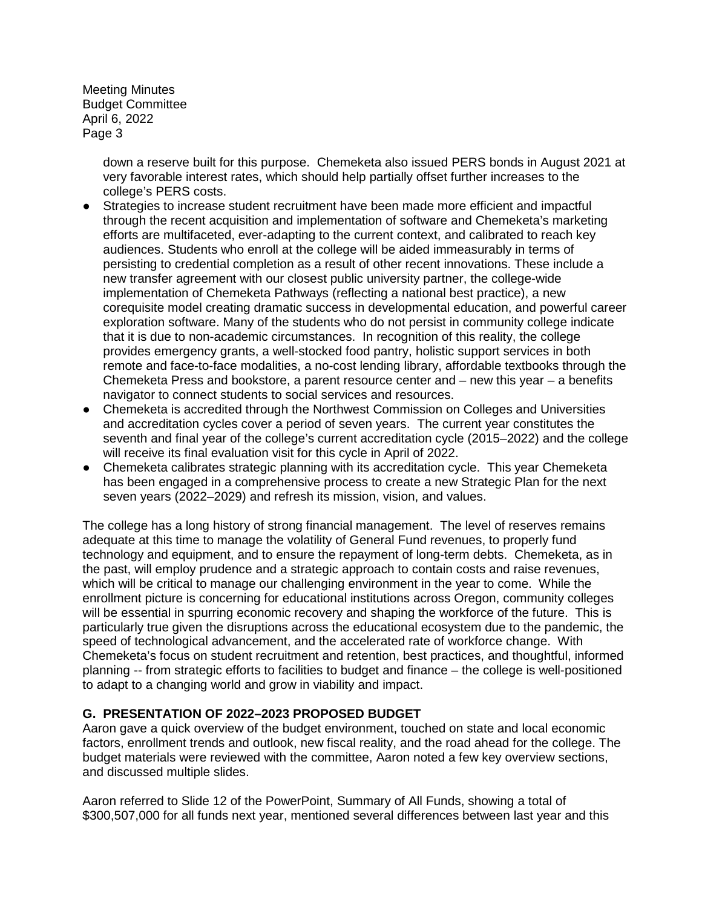down a reserve built for this purpose. Chemeketa also issued PERS bonds in August 2021 at very favorable interest rates, which should help partially offset further increases to the college's PERS costs.

- Strategies to increase student recruitment have been made more efficient and impactful through the recent acquisition and implementation of software and Chemeketa's marketing efforts are multifaceted, ever-adapting to the current context, and calibrated to reach key audiences. Students who enroll at the college will be aided immeasurably in terms of persisting to credential completion as a result of other recent innovations. These include a new transfer agreement with our closest public university partner, the college-wide implementation of Chemeketa Pathways (reflecting a national best practice), a new corequisite model creating dramatic success in developmental education, and powerful career exploration software. Many of the students who do not persist in community college indicate that it is due to non-academic circumstances. In recognition of this reality, the college provides emergency grants, a well-stocked food pantry, holistic support services in both remote and face-to-face modalities, a no-cost lending library, affordable textbooks through the Chemeketa Press and bookstore, a parent resource center and – new this year – a benefits navigator to connect students to social services and resources.
- Chemeketa is accredited through the Northwest Commission on Colleges and Universities and accreditation cycles cover a period of seven years. The current year constitutes the seventh and final year of the college's current accreditation cycle (2015–2022) and the college will receive its final evaluation visit for this cycle in April of 2022.
- Chemeketa calibrates strategic planning with its accreditation cycle. This year Chemeketa has been engaged in a comprehensive process to create a new Strategic Plan for the next seven years (2022–2029) and refresh its mission, vision, and values.

The college has a long history of strong financial management. The level of reserves remains adequate at this time to manage the volatility of General Fund revenues, to properly fund technology and equipment, and to ensure the repayment of long-term debts. Chemeketa, as in the past, will employ prudence and a strategic approach to contain costs and raise revenues, which will be critical to manage our challenging environment in the year to come. While the enrollment picture is concerning for educational institutions across Oregon, community colleges will be essential in spurring economic recovery and shaping the workforce of the future. This is particularly true given the disruptions across the educational ecosystem due to the pandemic, the speed of technological advancement, and the accelerated rate of workforce change. With Chemeketa's focus on student recruitment and retention, best practices, and thoughtful, informed planning -- from strategic efforts to facilities to budget and finance – the college is well-positioned to adapt to a changing world and grow in viability and impact.

**G. PRESENTATION OF 2022–2023 PROPOSED BUDGET**

Aaron gave a quick overview of the budget environment, touched on state and local economic factors, enrollment trends and outlook, new fiscal reality, and the road ahead for the college. The budget materials were reviewed with the committee, Aaron noted a few key overview sections, and discussed multiple slides.

Aaron referred to Slide 12 of the PowerPoint, Summary of All Funds, showing a total of $300,507,000 for all funds next year, mentioned several differences between last year and this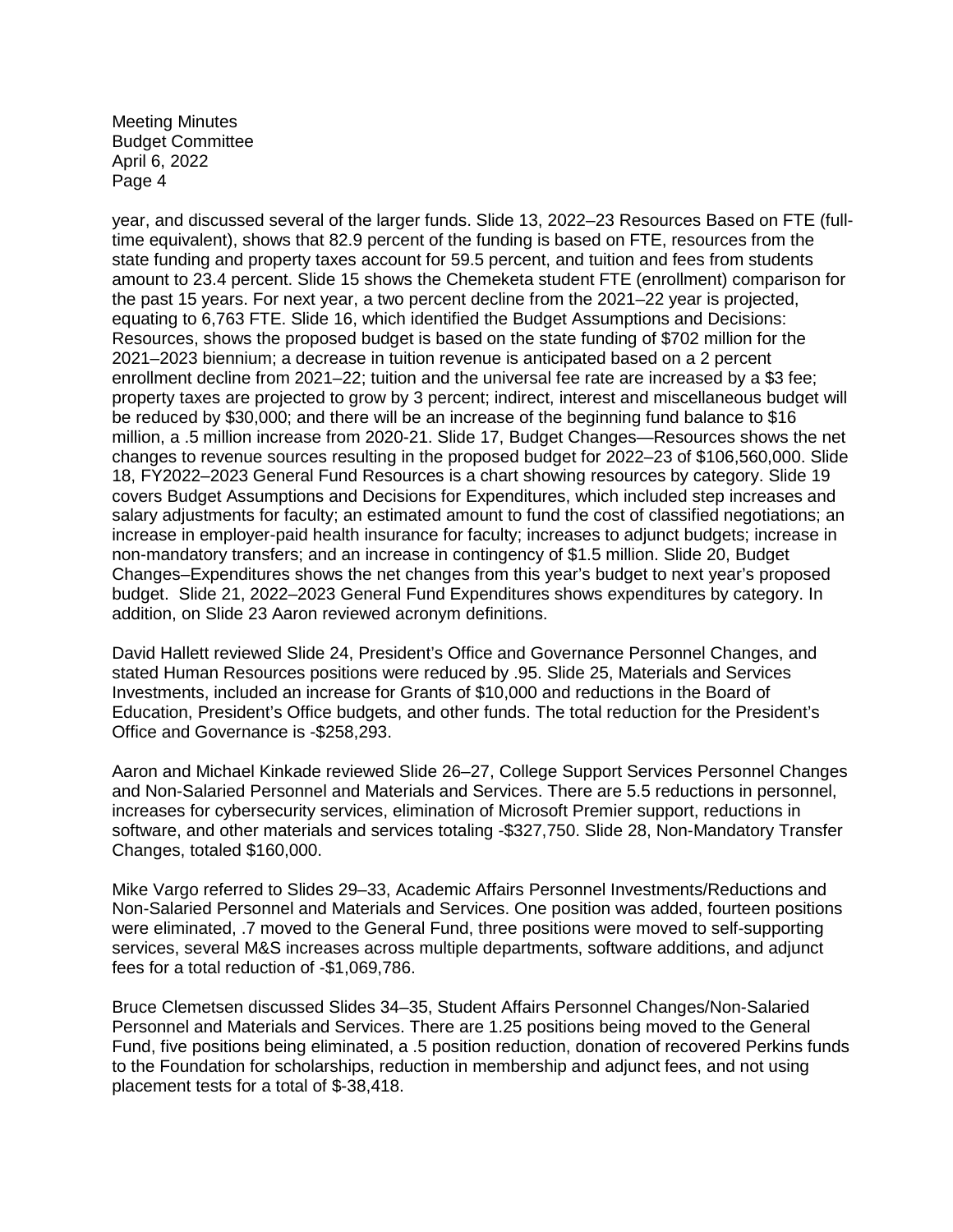year, and discussed several of the larger funds. Slide 13, 2022–23 Resources Based on FTE (full-time equivalent), shows that 82.9 percent of the funding is based on FTE, resources from the state funding and property taxes account for 59.5 percent, and tuition and fees from students amount to 23.4 percent. Slide 15 shows the Chemeketa student FTE (enrollment) comparison for the past 15 years. For next year, a two percent decline from the 2021–22 year is projected, equating to 6,763 FTE. Slide 16, which identified the Budget Assumptions and Decisions: Resources, shows the proposed budget is based on the state funding of $702 million for the 2021–2023 biennium; a decrease in tuition revenue is anticipated based on a 2 percent enrollment decline from 2021–22; tuition and the universal fee rate are increased by a $3 fee; property taxes are projected to grow by 3 percent; indirect, interest and miscellaneous budget will be reduced by $30,000; and there will be an increase of the beginning fund balance to $16 million, a .5 million increase from 2020-21. Slide 17, Budget Changes—Resources shows the net changes to revenue sources resulting in the proposed budget for 2022–23 of $106,560,000. Slide 18, FY2022–2023 General Fund Resources is a chart showing resources by category. Slide 19 covers Budget Assumptions and Decisions for Expenditures, which included step increases and salary adjustments for faculty; an estimated amount to fund the cost of classified negotiations; an increase in employer-paid health insurance for faculty; increases to adjunct budgets; increase in non-mandatory transfers; and an increase in contingency of $1.5 million. Slide 20, Budget Changes–Expenditures shows the net changes from this year's budget to next year's proposed budget. Slide 21, 2022–2023 General Fund Expenditures shows expenditures by category. In addition, on Slide 23 Aaron reviewed acronym definitions.

David Hallett reviewed Slide 24, President's Office and Governance Personnel Changes, and stated Human Resources positions were reduced by .95. Slide 25, Materials and Services Investments, included an increase for Grants of $10,000 and reductions in the Board of Education, President's Office budgets, and other funds. The total reduction for the President's Office and Governance is -$258,293.

Aaron and Michael Kinkade reviewed Slide 26–27, College Support Services Personnel Changes and Non-Salaried Personnel and Materials and Services. There are 5.5 reductions in personnel, increases for cybersecurity services, elimination of Microsoft Premier support, reductions in software, and other materials and services totaling -$327,750. Slide 28, Non-Mandatory Transfer Changes, totaled $160,000.

Mike Vargo referred to Slides 29–33, Academic Affairs Personnel Investments/Reductions and Non-Salaried Personnel and Materials and Services. One position was added, fourteen positions were eliminated, .7 moved to the General Fund, three positions were moved to self-supporting services, several M&S increases across multiple departments, software additions, and adjunct fees for a total reduction of -$1,069,786.

Bruce Clemetsen discussed Slides 34–35, Student Affairs Personnel Changes/Non-Salaried Personnel and Materials and Services. There are 1.25 positions being moved to the General Fund, five positions being eliminated, a .5 position reduction, donation of recovered Perkins funds to the Foundation for scholarships, reduction in membership and adjunct fees, and not using placement tests for a total of $-38,418.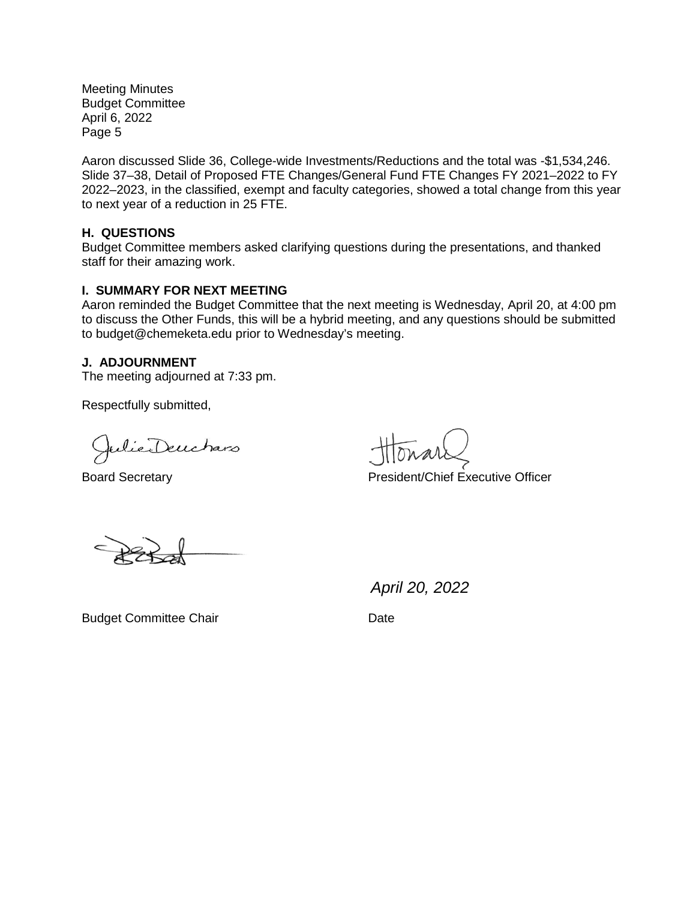Aaron discussed Slide 36, College-wide Investments/Reductions and the total was -$1,534,246. Slide 37–38, Detail of Proposed FTE Changes/General Fund FTE Changes FY 2021–2022 to FY 2022–2023, in the classified, exempt and faculty categories, showed a total change from this year to next year of a reduction in 25 FTE.

**H. QUESTIONS**

Budget Committee members asked clarifying questions during the presentations, and thanked staff for their amazing work.

**I. SUMMARY FOR NEXT MEETING**

Aaron reminded the Budget Committee that the next meeting is Wednesday, April 20, at 4:00 pm to discuss the Other Funds, this will be a hybrid meeting, and any questions should be submitted to budget@chemeketa.edu prior to Wednesday's meeting.

**J. ADJOURNMENT**

The meeting adjourned at 7:33 pm.

Respectfully submitted,

Julie Deuchars

Board Secretary

President/Chief Executive Officer

Budget Committee Chair

*April 20, 2022*

Date